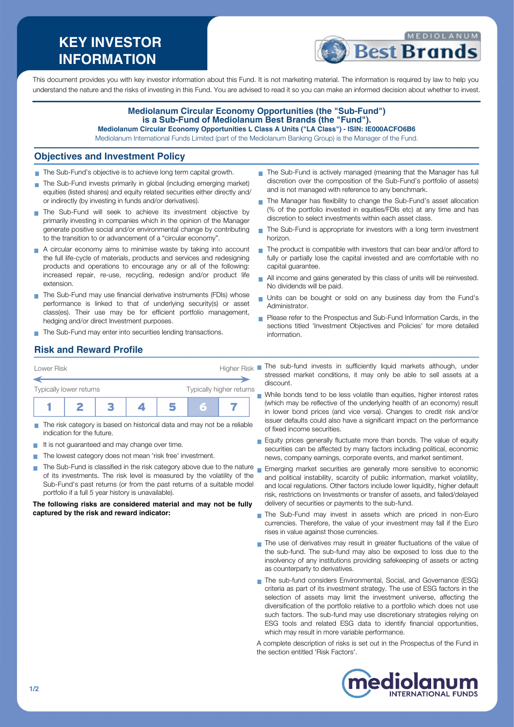# KEY INVESTOR INFORMATION

This document provides you with key investor information about this Fund. It is not marketing material. The information is required by law to help you understand the nature and the risks of investing in this Fund. You are advised to read it so you can make an informed decision about whether to invest.

**Mediolanum Circular Economy Opportunities (the "Sub-Fund") is a Sub-Fund of Mediolanum Best Brands (the "Fund").**
**Mediolanum Circular Economy Opportunities L Class A Units ("LA Class") - ISIN: IE000ACFO6B6**
Mediolanum International Funds Limited (part of the Mediolanum Banking Group) is the Manager of the Fund.

## Objectives and Investment Policy

- The Sub-Fund's objective is to achieve long term capital growth.
- The Sub-Fund invests primarily in global (including emerging market) equities (listed shares) and equity related securities either directly and/or indirectly (by investing in funds and/or derivatives).
- The Sub-Fund will seek to achieve its investment objective by primarily investing in companies which in the opinion of the Manager generate positive social and/or environmental change by contributing to the transition to or advancement of a "circular economy".
- A circular economy aims to minimise waste by taking into account the full life-cycle of materials, products and services and redesigning products and operations to encourage any or all of the following: increased repair, re-use, recycling, redesign and/or product life extension.
- The Sub-Fund may use financial derivative instruments (FDIs) whose performance is linked to that of underlying security(s) or asset class(es). Their use may be for efficient portfolio management, hedging and/or direct Investment purposes.
- The Sub-Fund may enter into securities lending transactions.
- The Sub-Fund is actively managed (meaning that the Manager has full discretion over the composition of the Sub-Fund's portfolio of assets) and is not managed with reference to any benchmark.
- The Manager has flexibility to change the Sub-Fund's asset allocation (% of the portfolio invested in equities/FDIs etc) at any time and has discretion to select investments within each asset class.
- The Sub-Fund is appropriate for investors with a long term investment horizon.
- The product is compatible with investors that can bear and/or afford to fully or partially lose the capital invested and are comfortable with no capital guarantee.
- All income and gains generated by this class of units will be reinvested. No dividends will be paid.
- Units can be bought or sold on any business day from the Fund's Administrator.
- Please refer to the Prospectus and Sub-Fund Information Cards, in the sections titled 'Investment Objectives and Policies' for more detailed information.

## Risk and Reward Profile

Lower Risk — Higher Risk

Typically lower returns — Typically higher returns

| 1 | 2 | 3 | 4 | 5 | **6** | 7 |
|---|---|---|---|---|---|---|

- The risk category is based on historical data and may not be a reliable indication for the future.
- It is not guaranteed and may change over time.
- The lowest category does not mean 'risk free' investment.
- The Sub-Fund is classified in the risk category above due to the nature of its investments. The risk level is measured by the volatility of the Sub-Fund's past returns (or from the past returns of a suitable model portfolio if a full 5 year history is unavailable).

**The following risks are considered material and may not be fully captured by the risk and reward indicator:**

- The sub-fund invests in sufficiently liquid markets although, under stressed market conditions, it may only be able to sell assets at a discount.
- While bonds tend to be less volatile than equities, higher interest rates (which may be reflective of the underlying health of an economy) result in lower bond prices (and vice versa). Changes to credit risk and/or issuer defaults could also have a significant impact on the performance of fixed income securities.
- Equity prices generally fluctuate more than bonds. The value of equity securities can be affected by many factors including political, economic news, company earnings, corporate events, and market sentiment.
- Emerging market securities are generally more sensitive to economic and political instability, scarcity of public information, market volatility, and local regulations. Other factors include lower liquidity, higher default risk, restrictions on Investments or transfer of assets, and failed/delayed delivery of securities or payments to the sub-fund.
- The Sub-Fund may invest in assets which are priced in non-Euro currencies. Therefore, the value of your investment may fall if the Euro rises in value against those currencies.
- The use of derivatives may result in greater fluctuations of the value of the sub-fund. The sub-fund may also be exposed to loss due to the insolvency of any institutions providing safekeeping of assets or acting as counterparty to derivatives.
- The sub-fund considers Environmental, Social, and Governance (ESG) criteria as part of its investment strategy. The use of ESG factors in the selection of assets may limit the investment universe, affecting the diversification of the portfolio relative to a portfolio which does not use such factors. The sub-fund may use discretionary strategies relying on ESG tools and related ESG data to identify financial opportunities, which may result in more variable performance.

A complete description of risks is set out in the Prospectus of the Fund in the section entitled 'Risk Factors'.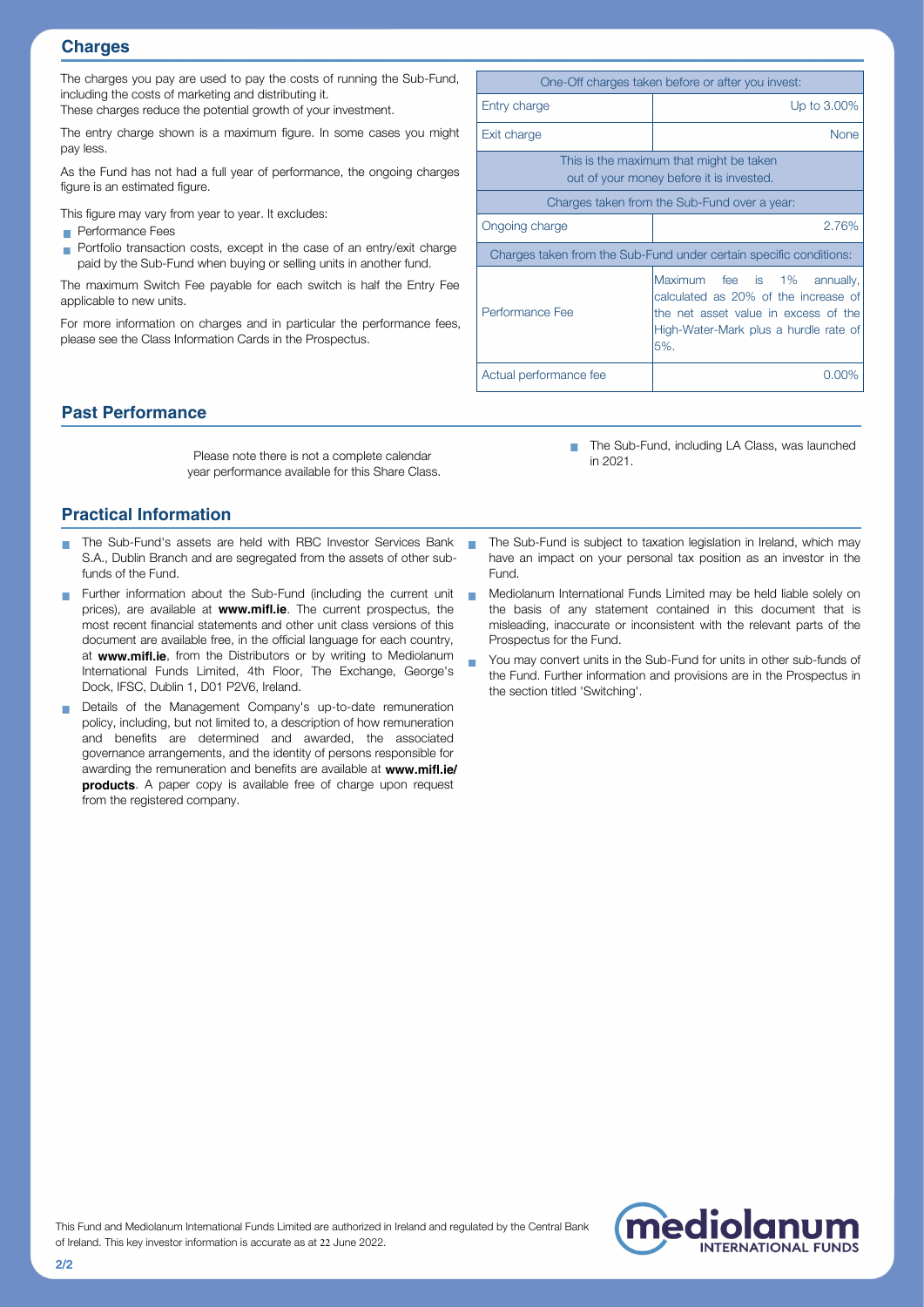## Charges

The charges you pay are used to pay the costs of running the Sub-Fund, including the costs of marketing and distributing it.
These charges reduce the potential growth of your investment.

The entry charge shown is a maximum figure. In some cases you might pay less.

As the Fund has not had a full year of performance, the ongoing charges figure is an estimated figure.

This figure may vary from year to year. It excludes:

- Performance Fees
- Portfolio transaction costs, except in the case of an entry/exit charge paid by the Sub-Fund when buying or selling units in another fund.

The maximum Switch Fee payable for each switch is half the Entry Fee applicable to new units.

For more information on charges and in particular the performance fees, please see the Class Information Cards in the Prospectus.

| One-Off charges taken before or after you invest: | |
|---|---|
| Entry charge | Up to 3.00% |
| Exit charge | None |
| This is the maximum that might be taken out of your money before it is invested. | |
| Charges taken from the Sub-Fund over a year: | |
| Ongoing charge | 2.76% |
| Charges taken from the Sub-Fund under certain specific conditions: | |
| Performance Fee | Maximum fee is 1% annually, calculated as 20% of the increase of the net asset value in excess of the High-Water-Mark plus a hurdle rate of 5%. |
| Actual performance fee | 0.00% |

## Past Performance

Please note there is not a complete calendar year performance available for this Share Class.

- The Sub-Fund, including LA Class, was launched in 2021.

## Practical Information

- The Sub-Fund's assets are held with RBC Investor Services Bank S.A., Dublin Branch and are segregated from the assets of other sub-funds of the Fund.
- Further information about the Sub-Fund (including the current unit prices), are available at **www.mifl.ie**. The current prospectus, the most recent financial statements and other unit class versions of this document are available free, in the official language for each country, at **www.mifl.ie**, from the Distributors or by writing to Mediolanum International Funds Limited, 4th Floor, The Exchange, George's Dock, IFSC, Dublin 1, D01 P2V6, Ireland.
- Details of the Management Company's up-to-date remuneration policy, including, but not limited to, a description of how remuneration and benefits are determined and awarded, the associated governance arrangements, and the identity of persons responsible for awarding the remuneration and benefits are available at **www.mifl.ie/products**. A paper copy is available free of charge upon request from the registered company.
- The Sub-Fund is subject to taxation legislation in Ireland, which may have an impact on your personal tax position as an investor in the Fund.
- Mediolanum International Funds Limited may be held liable solely on the basis of any statement contained in this document that is misleading, inaccurate or inconsistent with the relevant parts of the Prospectus for the Fund.
- You may convert units in the Sub-Fund for units in other sub-funds of the Fund. Further information and provisions are in the Prospectus in the section titled 'Switching'.

This Fund and Mediolanum International Funds Limited are authorized in Ireland and regulated by the Central Bank of Ireland. This key investor information is accurate as at 22 June 2022.